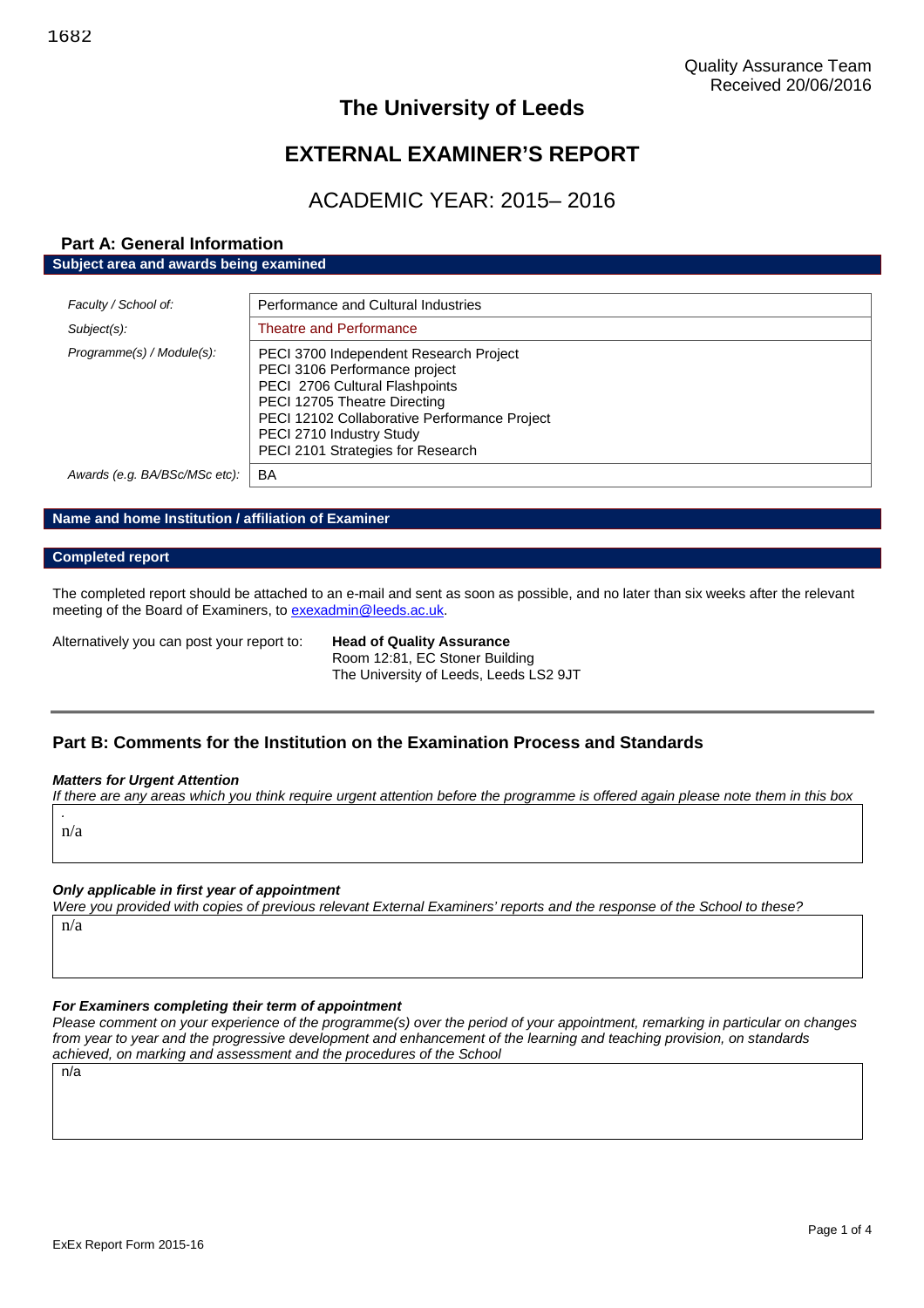1682

Quality Assurance Team
Received 20/06/2016

# The University of Leeds

# EXTERNAL EXAMINER'S REPORT

## ACADEMIC YEAR: 2015– 2016

## Part A: General Information

**Subject area and awards being examined**

| | |
|---|---|
| *Faculty / School of:* | Performance and Cultural Industries |
| *Subject(s):* | Theatre and Performance |
| *Programme(s) / Module(s):* | PECI 3700 Independent Research Project<br>PECI 3106 Performance project<br>PECI 2706 Cultural Flashpoints<br>PECI 12705 Theatre Directing<br>PECI 12102 Collaborative Performance Project<br>PECI 2710 Industry Study<br>PECI 2101 Strategies for Research |
| *Awards (e.g. BA/BSc/MSc etc):* | BA |

**Name and home Institution / affiliation of Examiner**

**Completed report**

The completed report should be attached to an e-mail and sent as soon as possible, and no later than six weeks after the relevant meeting of the Board of Examiners, to exexadmin@leeds.ac.uk.

Alternatively you can post your report to: **Head of Quality Assurance**
Room 12:81, EC Stoner Building
The University of Leeds, Leeds LS2 9JT

## Part B: Comments for the Institution on the Examination Process and Standards

***Matters for Urgent Attention***

*If there are any areas which you think require urgent attention before the programme is offered again please note them in this box*

n/a

***Only applicable in first year of appointment***

*Were you provided with copies of previous relevant External Examiners' reports and the response of the School to these?*

n/a

***For Examiners completing their term of appointment***

*Please comment on your experience of the programme(s) over the period of your appointment, remarking in particular on changes from year to year and the progressive development and enhancement of the learning and teaching provision, on standards achieved, on marking and assessment and the procedures of the School*

n/a

ExEx Report Form 2015-16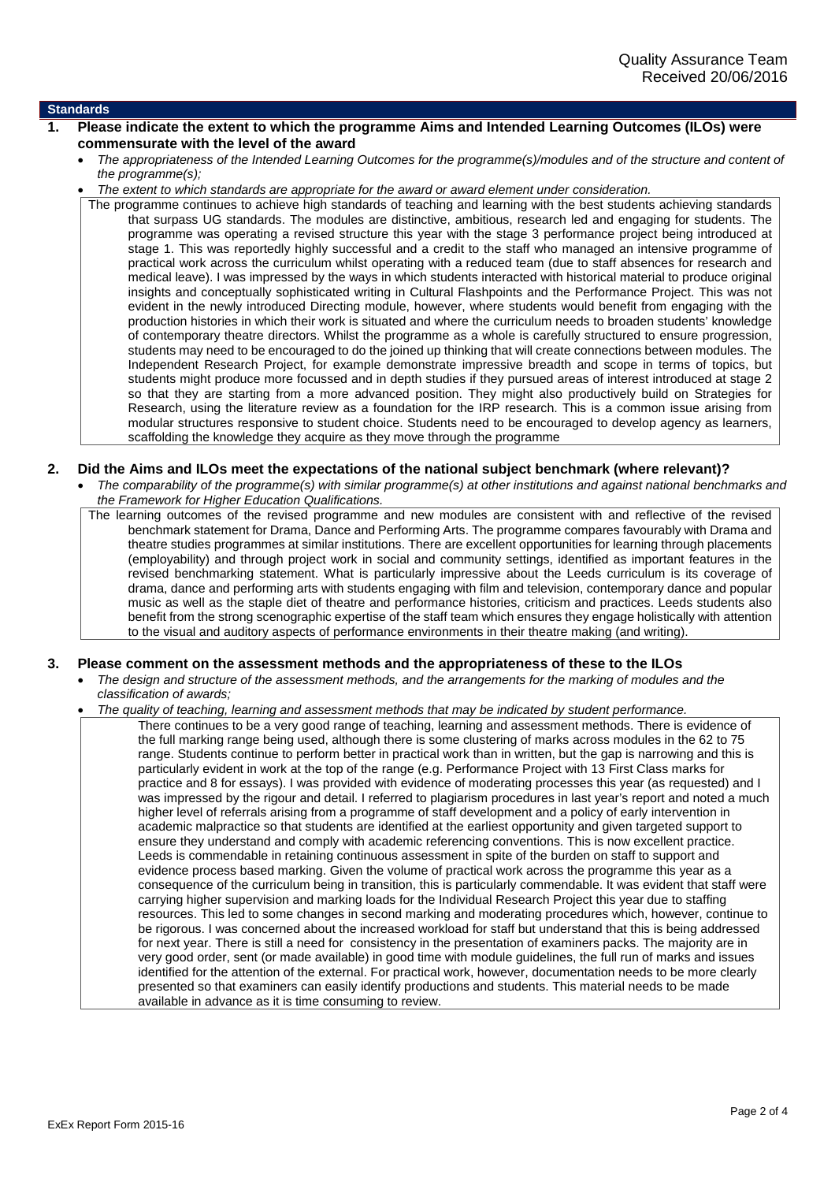Quality Assurance Team
Received 20/06/2016

## Standards

### 1. Please indicate the extent to which the programme Aims and Intended Learning Outcomes (ILOs) were commensurate with the level of the award

- *The appropriateness of the Intended Learning Outcomes for the programme(s)/modules and of the structure and content of the programme(s);*
- *The extent to which standards are appropriate for the award or award element under consideration.*

The programme continues to achieve high standards of teaching and learning with the best students achieving standards that surpass UG standards. The modules are distinctive, ambitious, research led and engaging for students. The programme was operating a revised structure this year with the stage 3 performance project being introduced at stage 1. This was reportedly highly successful and a credit to the staff who managed an intensive programme of practical work across the curriculum whilst operating with a reduced team (due to staff absences for research and medical leave). I was impressed by the ways in which students interacted with historical material to produce original insights and conceptually sophisticated writing in Cultural Flashpoints and the Performance Project. This was not evident in the newly introduced Directing module, however, where students would benefit from engaging with the production histories in which their work is situated and where the curriculum needs to broaden students' knowledge of contemporary theatre directors. Whilst the programme as a whole is carefully structured to ensure progression, students may need to be encouraged to do the joined up thinking that will create connections between modules. The Independent Research Project, for example demonstrate impressive breadth and scope in terms of topics, but students might produce more focussed and in depth studies if they pursued areas of interest introduced at stage 2 so that they are starting from a more advanced position. They might also productively build on Strategies for Research, using the literature review as a foundation for the IRP research. This is a common issue arising from modular structures responsive to student choice. Students need to be encouraged to develop agency as learners, scaffolding the knowledge they acquire as they move through the programme

### 2. Did the Aims and ILOs meet the expectations of the national subject benchmark (where relevant)?

- *The comparability of the programme(s) with similar programme(s) at other institutions and against national benchmarks and the Framework for Higher Education Qualifications.*

The learning outcomes of the revised programme and new modules are consistent with and reflective of the revised benchmark statement for Drama, Dance and Performing Arts. The programme compares favourably with Drama and theatre studies programmes at similar institutions. There are excellent opportunities for learning through placements (employability) and through project work in social and community settings, identified as important features in the revised benchmarking statement. What is particularly impressive about the Leeds curriculum is its coverage of drama, dance and performing arts with students engaging with film and television, contemporary dance and popular music as well as the staple diet of theatre and performance histories, criticism and practices. Leeds students also benefit from the strong scenographic expertise of the staff team which ensures they engage holistically with attention to the visual and auditory aspects of performance environments in their theatre making (and writing).

### 3. Please comment on the assessment methods and the appropriateness of these to the ILOs

- *The design and structure of the assessment methods, and the arrangements for the marking of modules and the classification of awards;*
- *The quality of teaching, learning and assessment methods that may be indicated by student performance.*

There continues to be a very good range of teaching, learning and assessment methods. There is evidence of the full marking range being used, although there is some clustering of marks across modules in the 62 to 75 range. Students continue to perform better in practical work than in written, but the gap is narrowing and this is particularly evident in work at the top of the range (e.g. Performance Project with 13 First Class marks for practice and 8 for essays). I was provided with evidence of moderating processes this year (as requested) and I was impressed by the rigour and detail. I referred to plagiarism procedures in last year's report and noted a much higher level of referrals arising from a programme of staff development and a policy of early intervention in academic malpractice so that students are identified at the earliest opportunity and given targeted support to ensure they understand and comply with academic referencing conventions. This is now excellent practice. Leeds is commendable in retaining continuous assessment in spite of the burden on staff to support and evidence process based marking. Given the volume of practical work across the programme this year as a consequence of the curriculum being in transition, this is particularly commendable. It was evident that staff were carrying higher supervision and marking loads for the Individual Research Project this year due to staffing resources. This led to some changes in second marking and moderating procedures which, however, continue to be rigorous. I was concerned about the increased workload for staff but understand that this is being addressed for next year. There is still a need for consistency in the presentation of examiners packs. The majority are in very good order, sent (or made available) in good time with module guidelines, the full run of marks and issues identified for the attention of the external. For practical work, however, documentation needs to be more clearly presented so that examiners can easily identify productions and students. This material needs to be made available in advance as it is time consuming to review.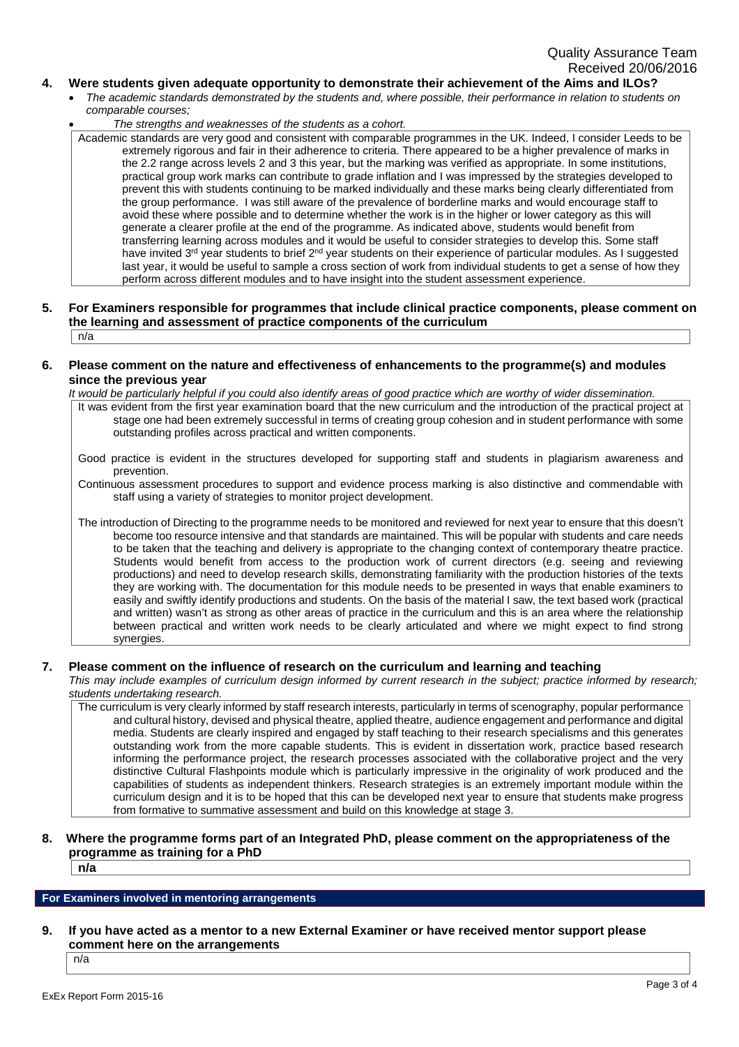Quality Assurance Team
Received 20/06/2016

**4. Were students given adequate opportunity to demonstrate their achievement of the Aims and ILOs?**

- *The academic standards demonstrated by the students and, where possible, their performance in relation to students on comparable courses;*
- *The strengths and weaknesses of the students as a cohort.*

Academic standards are very good and consistent with comparable programmes in the UK. Indeed, I consider Leeds to be extremely rigorous and fair in their adherence to criteria. There appeared to be a higher prevalence of marks in the 2.2 range across levels 2 and 3 this year, but the marking was verified as appropriate. In some institutions, practical group work marks can contribute to grade inflation and I was impressed by the strategies developed to prevent this with students continuing to be marked individually and these marks being clearly differentiated from the group performance. I was still aware of the prevalence of borderline marks and would encourage staff to avoid these where possible and to determine whether the work is in the higher or lower category as this will generate a clearer profile at the end of the programme. As indicated above, students would benefit from transferring learning across modules and it would be useful to consider strategies to develop this. Some staff have invited 3rd year students to brief 2nd year students on their experience of particular modules. As I suggested last year, it would be useful to sample a cross section of work from individual students to get a sense of how they perform across different modules and to have insight into the student assessment experience.

**5. For Examiners responsible for programmes that include clinical practice components, please comment on the learning and assessment of practice components of the curriculum**

n/a

**6. Please comment on the nature and effectiveness of enhancements to the programme(s) and modules since the previous year**

*It would be particularly helpful if you could also identify areas of good practice which are worthy of wider dissemination.*

It was evident from the first year examination board that the new curriculum and the introduction of the practical project at stage one had been extremely successful in terms of creating group cohesion and in student performance with some outstanding profiles across practical and written components.

Good practice is evident in the structures developed for supporting staff and students in plagiarism awareness and prevention.

Continuous assessment procedures to support and evidence process marking is also distinctive and commendable with staff using a variety of strategies to monitor project development.

The introduction of Directing to the programme needs to be monitored and reviewed for next year to ensure that this doesn't become too resource intensive and that standards are maintained. This will be popular with students and care needs to be taken that the teaching and delivery is appropriate to the changing context of contemporary theatre practice. Students would benefit from access to the production work of current directors (e.g. seeing and reviewing productions) and need to develop research skills, demonstrating familiarity with the production histories of the texts they are working with. The documentation for this module needs to be presented in ways that enable examiners to easily and swiftly identify productions and students. On the basis of the material I saw, the text based work (practical and written) wasn't as strong as other areas of practice in the curriculum and this is an area where the relationship between practical and written work needs to be clearly articulated and where we might expect to find strong synergies.

**7. Please comment on the influence of research on the curriculum and learning and teaching**

*This may include examples of curriculum design informed by current research in the subject; practice informed by research; students undertaking research.*

The curriculum is very clearly informed by staff research interests, particularly in terms of scenography, popular performance and cultural history, devised and physical theatre, applied theatre, audience engagement and performance and digital media. Students are clearly inspired and engaged by staff teaching to their research specialisms and this generates outstanding work from the more capable students. This is evident in dissertation work, practice based research informing the performance project, the research processes associated with the collaborative project and the very distinctive Cultural Flashpoints module which is particularly impressive in the originality of work produced and the capabilities of students as independent thinkers. Research strategies is an extremely important module within the curriculum design and it is to be hoped that this can be developed next year to ensure that students make progress from formative to summative assessment and build on this knowledge at stage 3.

**8. Where the programme forms part of an Integrated PhD, please comment on the appropriateness of the programme as training for a PhD**

**n/a**

**For Examiners involved in mentoring arrangements**

**9. If you have acted as a mentor to a new External Examiner or have received mentor support please comment here on the arrangements**

n/a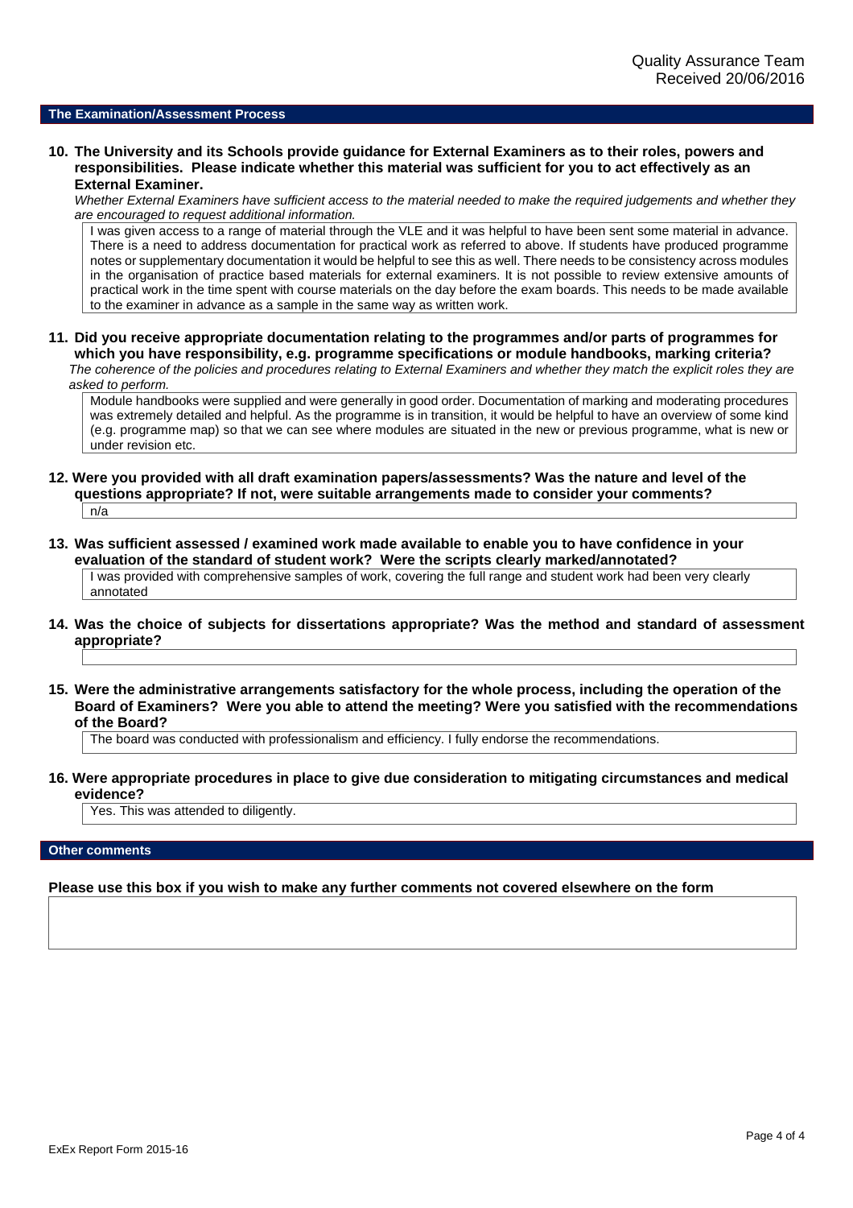Quality Assurance Team
Received 20/06/2016

## The Examination/Assessment Process

**10. The University and its Schools provide guidance for External Examiners as to their roles, powers and responsibilities. Please indicate whether this material was sufficient for you to act effectively as an External Examiner.**

*Whether External Examiners have sufficient access to the material needed to make the required judgements and whether they are encouraged to request additional information.*

I was given access to a range of material through the VLE and it was helpful to have been sent some material in advance. There is a need to address documentation for practical work as referred to above. If students have produced programme notes or supplementary documentation it would be helpful to see this as well. There needs to be consistency across modules in the organisation of practice based materials for external examiners. It is not possible to review extensive amounts of practical work in the time spent with course materials on the day before the exam boards. This needs to be made available to the examiner in advance as a sample in the same way as written work.

**11. Did you receive appropriate documentation relating to the programmes and/or parts of programmes for which you have responsibility, e.g. programme specifications or module handbooks, marking criteria?**

*The coherence of the policies and procedures relating to External Examiners and whether they match the explicit roles they are asked to perform.*

Module handbooks were supplied and were generally in good order. Documentation of marking and moderating procedures was extremely detailed and helpful. As the programme is in transition, it would be helpful to have an overview of some kind (e.g. programme map) so that we can see where modules are situated in the new or previous programme, what is new or under revision etc.

**12. Were you provided with all draft examination papers/assessments? Was the nature and level of the questions appropriate? If not, were suitable arrangements made to consider your comments?**

n/a

**13. Was sufficient assessed / examined work made available to enable you to have confidence in your evaluation of the standard of student work? Were the scripts clearly marked/annotated?**

I was provided with comprehensive samples of work, covering the full range and student work had been very clearly annotated

**14. Was the choice of subjects for dissertations appropriate? Was the method and standard of assessment appropriate?**

**15. Were the administrative arrangements satisfactory for the whole process, including the operation of the Board of Examiners? Were you able to attend the meeting? Were you satisfied with the recommendations of the Board?**

The board was conducted with professionalism and efficiency. I fully endorse the recommendations.

**16. Were appropriate procedures in place to give due consideration to mitigating circumstances and medical evidence?**

Yes. This was attended to diligently.

## Other comments

**Please use this box if you wish to make any further comments not covered elsewhere on the form**

ExEx Report Form 2015-16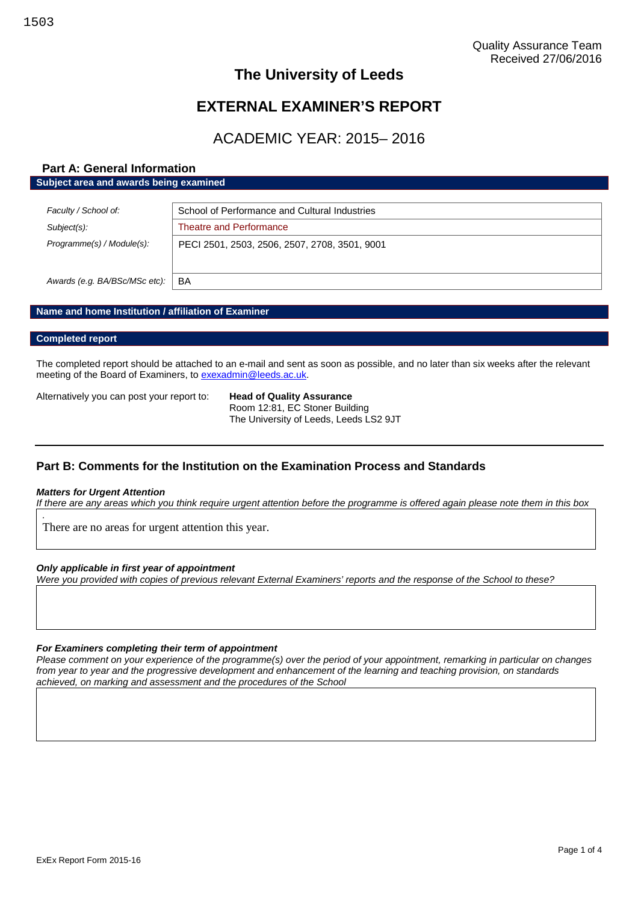1503

Quality Assurance Team
Received 27/06/2016

# The University of Leeds

# EXTERNAL EXAMINER'S REPORT

## ACADEMIC YEAR: 2015– 2016

### Part A: General Information

**Subject area and awards being examined**

| | |
|---|---|
| *Faculty / School of:* | School of Performance and Cultural Industries |
| *Subject(s):* | Theatre and Performance |
| *Programme(s) / Module(s):* | PECI 2501, 2503, 2506, 2507, 2708, 3501, 9001 |
| *Awards (e.g. BA/BSc/MSc etc):* | BA |

**Name and home Institution / affiliation of Examiner**

**Completed report**

The completed report should be attached to an e-mail and sent as soon as possible, and no later than six weeks after the relevant meeting of the Board of Examiners, to exexadmin@leeds.ac.uk.

Alternatively you can post your report to: **Head of Quality Assurance**
Room 12:81, EC Stoner Building
The University of Leeds, Leeds LS2 9JT

### Part B: Comments for the Institution on the Examination Process and Standards

***Matters for Urgent Attention***

*If there are any areas which you think require urgent attention before the programme is offered again please note them in this box*

.
There are no areas for urgent attention this year.

***Only applicable in first year of appointment***

*Were you provided with copies of previous relevant External Examiners' reports and the response of the School to these?*

***For Examiners completing their term of appointment***

*Please comment on your experience of the programme(s) over the period of your appointment, remarking in particular on changes from year to year and the progressive development and enhancement of the learning and teaching provision, on standards achieved, on marking and assessment and the procedures of the School*

ExEx Report Form 2015-16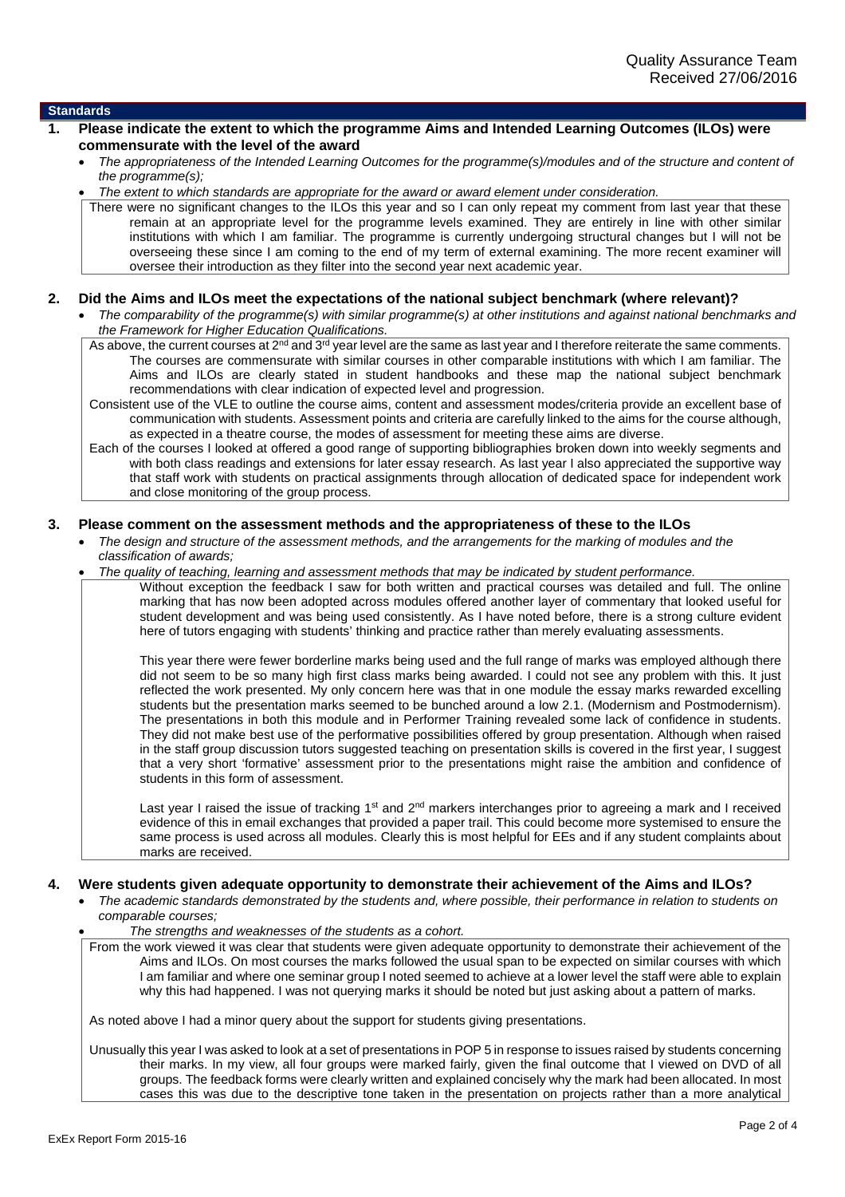Quality Assurance Team
Received 27/06/2016

## Standards

### 1. Please indicate the extent to which the programme Aims and Intended Learning Outcomes (ILOs) were commensurate with the level of the award

- *The appropriateness of the Intended Learning Outcomes for the programme(s)/modules and of the structure and content of the programme(s);*
- *The extent to which standards are appropriate for the award or award element under consideration.*

There were no significant changes to the ILOs this year and so I can only repeat my comment from last year that these remain at an appropriate level for the programme levels examined. They are entirely in line with other similar institutions with which I am familiar. The programme is currently undergoing structural changes but I will not be overseeing these since I am coming to the end of my term of external examining. The more recent examiner will oversee their introduction as they filter into the second year next academic year.

### 2. Did the Aims and ILOs meet the expectations of the national subject benchmark (where relevant)?

- *The comparability of the programme(s) with similar programme(s) at other institutions and against national benchmarks and the Framework for Higher Education Qualifications.*

As above, the current courses at 2nd and 3rd year level are the same as last year and I therefore reiterate the same comments. The courses are commensurate with similar courses in other comparable institutions with which I am familiar. The Aims and ILOs are clearly stated in student handbooks and these map the national subject benchmark recommendations with clear indication of expected level and progression.

Consistent use of the VLE to outline the course aims, content and assessment modes/criteria provide an excellent base of communication with students. Assessment points and criteria are carefully linked to the aims for the course although, as expected in a theatre course, the modes of assessment for meeting these aims are diverse.

Each of the courses I looked at offered a good range of supporting bibliographies broken down into weekly segments and with both class readings and extensions for later essay research. As last year I also appreciated the supportive way that staff work with students on practical assignments through allocation of dedicated space for independent work and close monitoring of the group process.

### 3. Please comment on the assessment methods and the appropriateness of these to the ILOs

- *The design and structure of the assessment methods, and the arrangements for the marking of modules and the classification of awards;*
- *The quality of teaching, learning and assessment methods that may be indicated by student performance.*

Without exception the feedback I saw for both written and practical courses was detailed and full. The online marking that has now been adopted across modules offered another layer of commentary that looked useful for student development and was being used consistently. As I have noted before, there is a strong culture evident here of tutors engaging with students' thinking and practice rather than merely evaluating assessments.

This year there were fewer borderline marks being used and the full range of marks was employed although there did not seem to be so many high first class marks being awarded. I could not see any problem with this. It just reflected the work presented. My only concern here was that in one module the essay marks rewarded excelling students but the presentation marks seemed to be bunched around a low 2.1. (Modernism and Postmodernism). The presentations in both this module and in Performer Training revealed some lack of confidence in students. They did not make best use of the performative possibilities offered by group presentation. Although when raised in the staff group discussion tutors suggested teaching on presentation skills is covered in the first year, I suggest that a very short 'formative' assessment prior to the presentations might raise the ambition and confidence of students in this form of assessment.

Last year I raised the issue of tracking 1st and 2nd markers interchanges prior to agreeing a mark and I received evidence of this in email exchanges that provided a paper trail. This could become more systemised to ensure the same process is used across all modules. Clearly this is most helpful for EEs and if any student complaints about marks are received.

### 4. Were students given adequate opportunity to demonstrate their achievement of the Aims and ILOs?

- *The academic standards demonstrated by the students and, where possible, their performance in relation to students on comparable courses;*
- *The strengths and weaknesses of the students as a cohort.*

From the work viewed it was clear that students were given adequate opportunity to demonstrate their achievement of the Aims and ILOs. On most courses the marks followed the usual span to be expected on similar courses with which I am familiar and where one seminar group I noted seemed to achieve at a lower level the staff were able to explain why this had happened. I was not querying marks it should be noted but just asking about a pattern of marks.

As noted above I had a minor query about the support for students giving presentations.

Unusually this year I was asked to look at a set of presentations in POP 5 in response to issues raised by students concerning their marks. In my view, all four groups were marked fairly, given the final outcome that I viewed on DVD of all groups. The feedback forms were clearly written and explained concisely why the mark had been allocated. In most cases this was due to the descriptive tone taken in the presentation on projects rather than a more analytical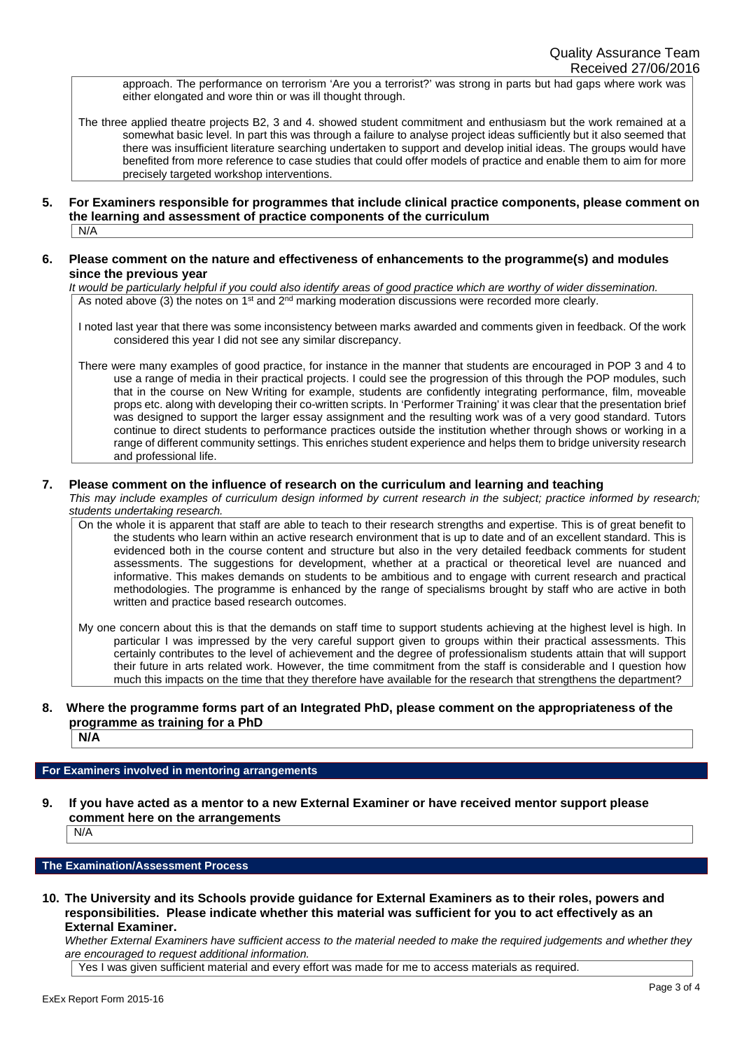approach. The performance on terrorism 'Are you a terrorist?' was strong in parts but had gaps where work was either elongated and wore thin or was ill thought through.

The three applied theatre projects B2, 3 and 4. showed student commitment and enthusiasm but the work remained at a somewhat basic level. In part this was through a failure to analyse project ideas sufficiently but it also seemed that there was insufficient literature searching undertaken to support and develop initial ideas. The groups would have benefited from more reference to case studies that could offer models of practice and enable them to aim for more precisely targeted workshop interventions.

**5. For Examiners responsible for programmes that include clinical practice components, please comment on the learning and assessment of practice components of the curriculum**

N/A

**6. Please comment on the nature and effectiveness of enhancements to the programme(s) and modules since the previous year**

*It would be particularly helpful if you could also identify areas of good practice which are worthy of wider dissemination.*

As noted above (3) the notes on 1st and 2nd marking moderation discussions were recorded more clearly.

I noted last year that there was some inconsistency between marks awarded and comments given in feedback. Of the work considered this year I did not see any similar discrepancy.

There were many examples of good practice, for instance in the manner that students are encouraged in POP 3 and 4 to use a range of media in their practical projects. I could see the progression of this through the POP modules, such that in the course on New Writing for example, students are confidently integrating performance, film, moveable props etc. along with developing their co-written scripts. In 'Performer Training' it was clear that the presentation brief was designed to support the larger essay assignment and the resulting work was of a very good standard. Tutors continue to direct students to performance practices outside the institution whether through shows or working in a range of different community settings. This enriches student experience and helps them to bridge university research and professional life.

**7. Please comment on the influence of research on the curriculum and learning and teaching**

*This may include examples of curriculum design informed by current research in the subject; practice informed by research; students undertaking research.*

On the whole it is apparent that staff are able to teach to their research strengths and expertise. This is of great benefit to the students who learn within an active research environment that is up to date and of an excellent standard. This is evidenced both in the course content and structure but also in the very detailed feedback comments for student assessments. The suggestions for development, whether at a practical or theoretical level are nuanced and informative. This makes demands on students to be ambitious and to engage with current research and practical methodologies. The programme is enhanced by the range of specialisms brought by staff who are active in both written and practice based research outcomes.

My one concern about this is that the demands on staff time to support students achieving at the highest level is high. In particular I was impressed by the very careful support given to groups within their practical assessments. This certainly contributes to the level of achievement and the degree of professionalism students attain that will support their future in arts related work. However, the time commitment from the staff is considerable and I question how much this impacts on the time that they therefore have available for the research that strengthens the department?

**8. Where the programme forms part of an Integrated PhD, please comment on the appropriateness of the programme as training for a PhD**

**N/A**

## For Examiners involved in mentoring arrangements

**9. If you have acted as a mentor to a new External Examiner or have received mentor support please comment here on the arrangements**

N/A

## The Examination/Assessment Process

**10. The University and its Schools provide guidance for External Examiners as to their roles, powers and responsibilities. Please indicate whether this material was sufficient for you to act effectively as an External Examiner.**

*Whether External Examiners have sufficient access to the material needed to make the required judgements and whether they are encouraged to request additional information.*

Yes I was given sufficient material and every effort was made for me to access materials as required.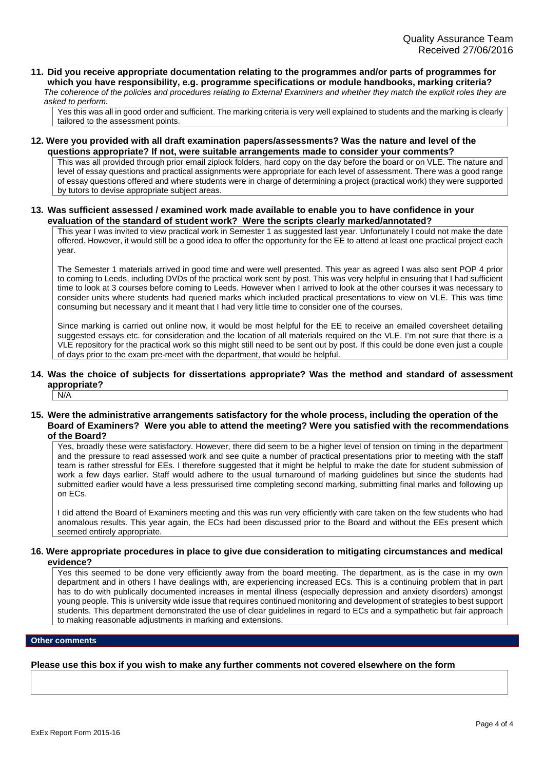Quality Assurance Team
Received 27/06/2016

**11. Did you receive appropriate documentation relating to the programmes and/or parts of programmes for which you have responsibility, e.g. programme specifications or module handbooks, marking criteria?**

*The coherence of the policies and procedures relating to External Examiners and whether they match the explicit roles they are asked to perform.*

Yes this was all in good order and sufficient. The marking criteria is very well explained to students and the marking is clearly tailored to the assessment points.

**12. Were you provided with all draft examination papers/assessments? Was the nature and level of the questions appropriate? If not, were suitable arrangements made to consider your comments?**

This was all provided through prior email ziplock folders, hard copy on the day before the board or on VLE. The nature and level of essay questions and practical assignments were appropriate for each level of assessment. There was a good range of essay questions offered and where students were in charge of determining a project (practical work) they were supported by tutors to devise appropriate subject areas.

**13. Was sufficient assessed / examined work made available to enable you to have confidence in your evaluation of the standard of student work? Were the scripts clearly marked/annotated?**

This year I was invited to view practical work in Semester 1 as suggested last year. Unfortunately I could not make the date offered. However, it would still be a good idea to offer the opportunity for the EE to attend at least one practical project each year.

The Semester 1 materials arrived in good time and were well presented. This year as agreed I was also sent POP 4 prior to coming to Leeds, including DVDs of the practical work sent by post. This was very helpful in ensuring that I had sufficient time to look at 3 courses before coming to Leeds. However when I arrived to look at the other courses it was necessary to consider units where students had queried marks which included practical presentations to view on VLE. This was time consuming but necessary and it meant that I had very little time to consider one of the courses.

Since marking is carried out online now, it would be most helpful for the EE to receive an emailed coversheet detailing suggested essays etc. for consideration and the location of all materials required on the VLE. I'm not sure that there is a VLE repository for the practical work so this might still need to be sent out by post. If this could be done even just a couple of days prior to the exam pre-meet with the department, that would be helpful.

**14. Was the choice of subjects for dissertations appropriate? Was the method and standard of assessment appropriate?**

N/A

**15. Were the administrative arrangements satisfactory for the whole process, including the operation of the Board of Examiners? Were you able to attend the meeting? Were you satisfied with the recommendations of the Board?**

Yes, broadly these were satisfactory. However, there did seem to be a higher level of tension on timing in the department and the pressure to read assessed work and see quite a number of practical presentations prior to meeting with the staff team is rather stressful for EEs. I therefore suggested that it might be helpful to make the date for student submission of work a few days earlier. Staff would adhere to the usual turnaround of marking guidelines but since the students had submitted earlier would have a less pressurised time completing second marking, submitting final marks and following up on ECs.

I did attend the Board of Examiners meeting and this was run very efficiently with care taken on the few students who had anomalous results. This year again, the ECs had been discussed prior to the Board and without the EEs present which seemed entirely appropriate.

**16. Were appropriate procedures in place to give due consideration to mitigating circumstances and medical evidence?**

Yes this seemed to be done very efficiently away from the board meeting. The department, as is the case in my own department and in others I have dealings with, are experiencing increased ECs. This is a continuing problem that in part has to do with publically documented increases in mental illness (especially depression and anxiety disorders) amongst young people. This is university wide issue that requires continued monitoring and development of strategies to best support students. This department demonstrated the use of clear guidelines in regard to ECs and a sympathetic but fair approach to making reasonable adjustments in marking and extensions.

## Other comments

**Please use this box if you wish to make any further comments not covered elsewhere on the form**

ExEx Report Form 2015-16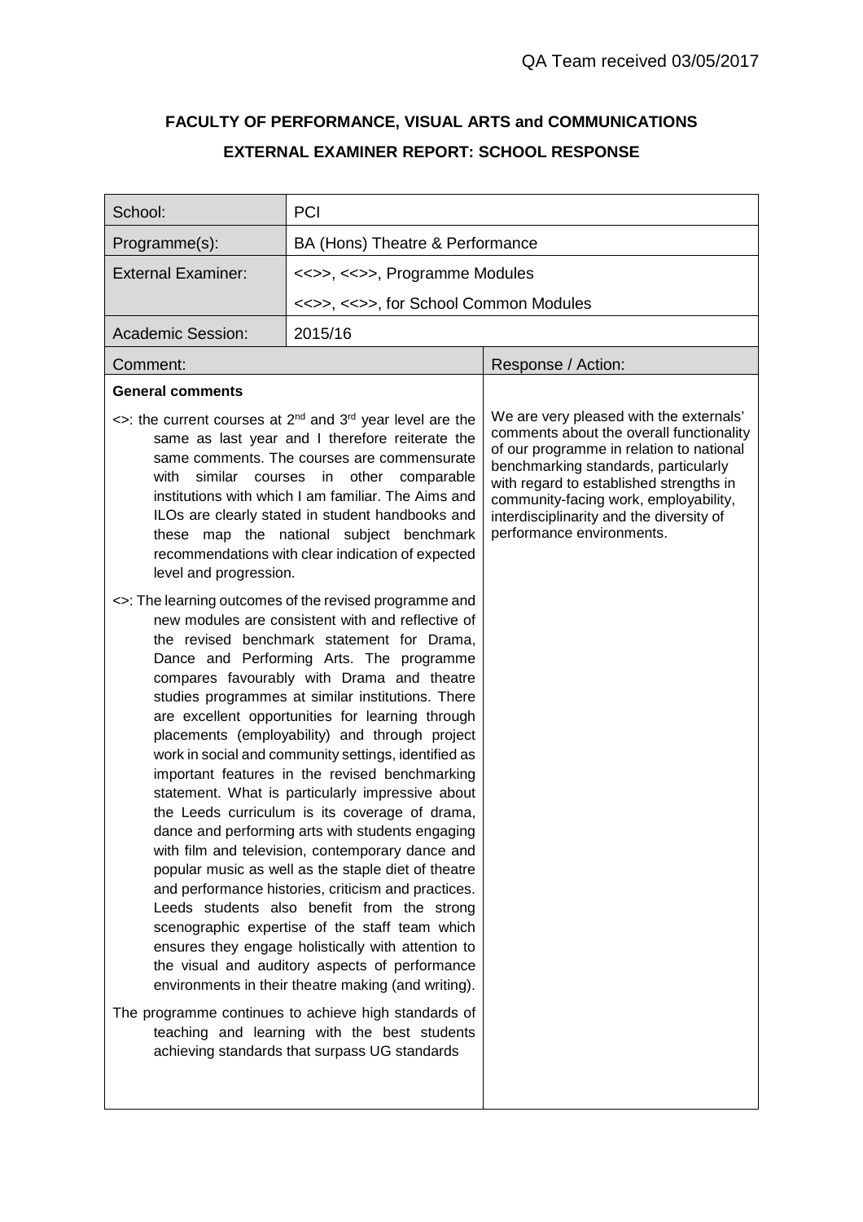QA Team received 03/05/2017

**FACULTY OF PERFORMANCE, VISUAL ARTS and COMMUNICATIONS**

**EXTERNAL EXAMINER REPORT: SCHOOL RESPONSE**

| School: | PCI |
|---|---|
| Programme(s): | BA (Hons) Theatre & Performance |
| External Examiner: | <<>>, <<>>, Programme Modules<br><<>>, <<>>, for School Common Modules |
| Academic Session: | 2015/16 |

| Comment: | Response / Action: |
|---|---|
| **General comments**<br><br><>: the current courses at 2nd and 3rd year level are the same as last year and I therefore reiterate the same comments. The courses are commensurate with similar courses in other comparable institutions with which I am familiar. The Aims and ILOs are clearly stated in student handbooks and these map the national subject benchmark recommendations with clear indication of expected level and progression.<br><br><>: The learning outcomes of the revised programme and new modules are consistent with and reflective of the revised benchmark statement for Drama, Dance and Performing Arts. The programme compares favourably with Drama and theatre studies programmes at similar institutions. There are excellent opportunities for learning through placements (employability) and through project work in social and community settings, identified as important features in the revised benchmarking statement. What is particularly impressive about the Leeds curriculum is its coverage of drama, dance and performing arts with students engaging with film and television, contemporary dance and popular music as well as the staple diet of theatre and performance histories, criticism and practices. Leeds students also benefit from the strong scenographic expertise of the staff team which ensures they engage holistically with attention to the visual and auditory aspects of performance environments in their theatre making (and writing).<br><br>The programme continues to achieve high standards of teaching and learning with the best students achieving standards that surpass UG standards | We are very pleased with the externals' comments about the overall functionality of our programme in relation to national benchmarking standards, particularly with regard to established strengths in community-facing work, employability, interdisciplinarity and the diversity of performance environments. |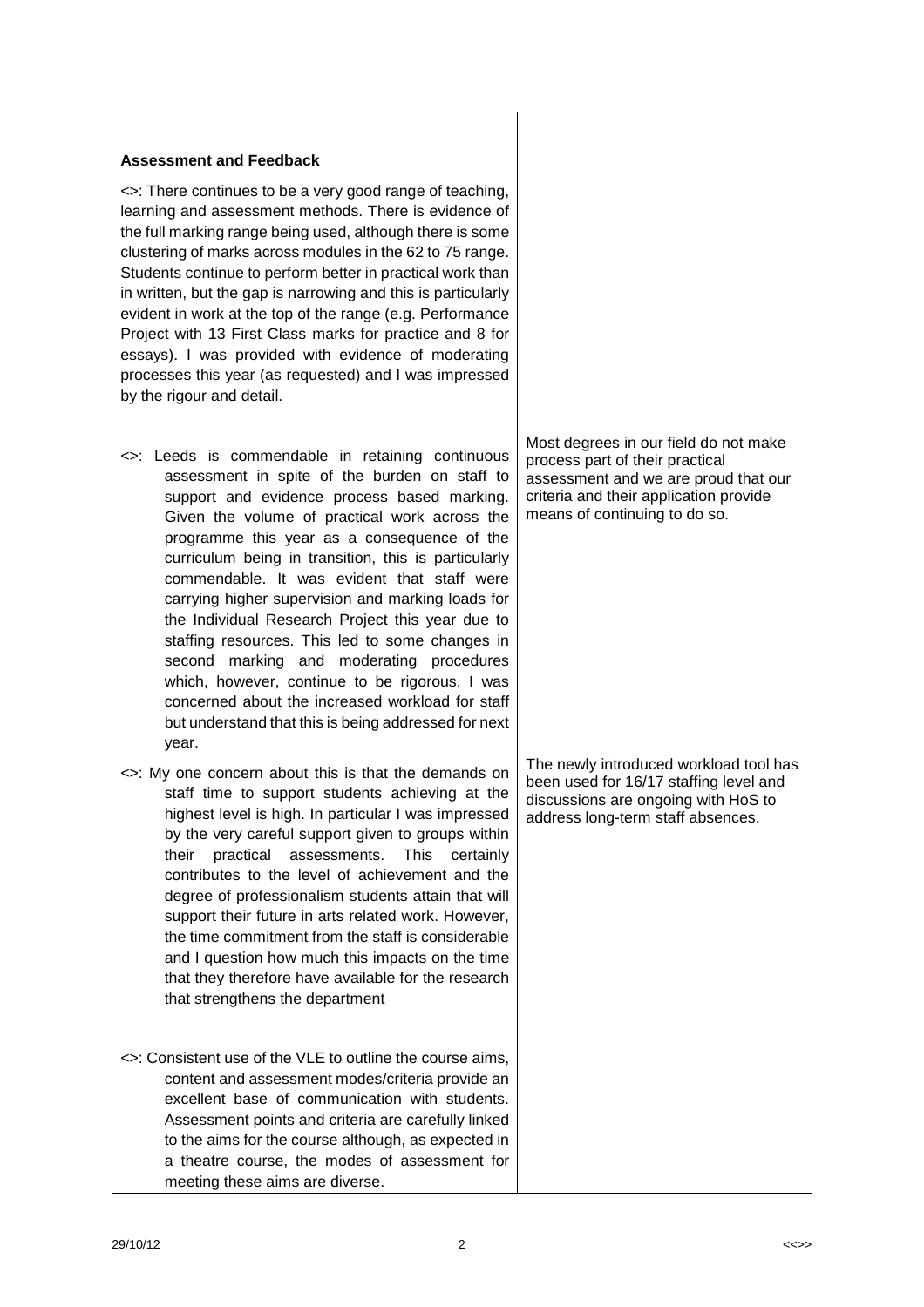| **Assessment and Feedback**<br><br><>: There continues to be a very good range of teaching, learning and assessment methods. There is evidence of the full marking range being used, although there is some clustering of marks across modules in the 62 to 75 range. Students continue to perform better in practical work than in written, but the gap is narrowing and this is particularly evident in work at the top of the range (e.g. Performance Project with 13 First Class marks for practice and 8 for essays). I was provided with evidence of moderating processes this year (as requested) and I was impressed by the rigour and detail. | |
|---|---|
| <>: Leeds is commendable in retaining continuous assessment in spite of the burden on staff to support and evidence process based marking. Given the volume of practical work across the programme this year as a consequence of the curriculum being in transition, this is particularly commendable. It was evident that staff were carrying higher supervision and marking loads for the Individual Research Project this year due to staffing resources. This led to some changes in second marking and moderating procedures which, however, continue to be rigorous. I was concerned about the increased workload for staff but understand that this is being addressed for next year. | Most degrees in our field do not make process part of their practical assessment and we are proud that our criteria and their application provide means of continuing to do so. |
| <>: My one concern about this is that the demands on staff time to support students achieving at the highest level is high. In particular I was impressed by the very careful support given to groups within their practical assessments. This certainly contributes to the level of achievement and the degree of professionalism students attain that will support their future in arts related work. However, the time commitment from the staff is considerable and I question how much this impacts on the time that they therefore have available for the research that strengthens the department | The newly introduced workload tool has been used for 16/17 staffing level and discussions are ongoing with HoS to address long-term staff absences. |
| <>: Consistent use of the VLE to outline the course aims, content and assessment modes/criteria provide an excellent base of communication with students. Assessment points and criteria are carefully linked to the aims for the course although, as expected in a theatre course, the modes of assessment for meeting these aims are diverse. | |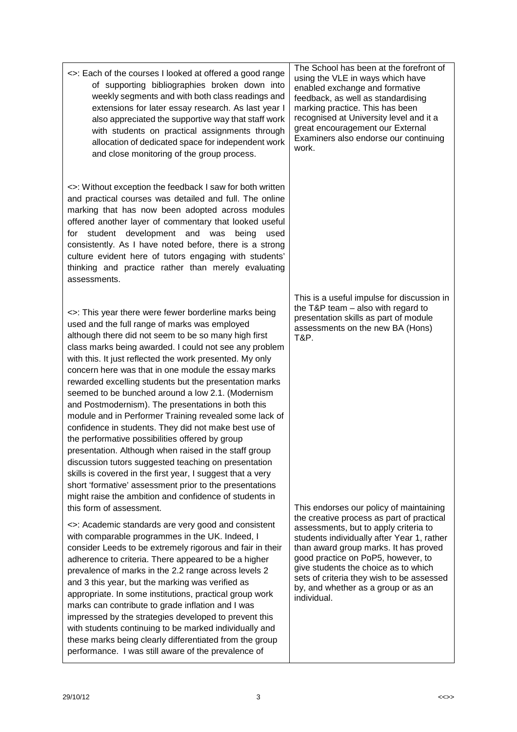| | |
|---|---|
| <>: Each of the courses I looked at offered a good range of supporting bibliographies broken down into weekly segments and with both class readings and extensions for later essay research. As last year I also appreciated the supportive way that staff work with students on practical assignments through allocation of dedicated space for independent work and close monitoring of the group process. | The School has been at the forefront of using the VLE in ways which have enabled exchange and formative feedback, as well as standardising marking practice. This has been recognised at University level and it a great encouragement our External Examiners also endorse our continuing work. |
| <>: Without exception the feedback I saw for both written and practical courses was detailed and full. The online marking that has now been adopted across modules offered another layer of commentary that looked useful for student development and was being used consistently. As I have noted before, there is a strong culture evident here of tutors engaging with students' thinking and practice rather than merely evaluating assessments. | |
| <>: This year there were fewer borderline marks being used and the full range of marks was employed although there did not seem to be so many high first class marks being awarded. I could not see any problem with this. It just reflected the work presented. My only concern here was that in one module the essay marks rewarded excelling students but the presentation marks seemed to be bunched around a low 2.1. (Modernism and Postmodernism). The presentations in both this module and in Performer Training revealed some lack of confidence in students. They did not make best use of the performative possibilities offered by group presentation. Although when raised in the staff group discussion tutors suggested teaching on presentation skills is covered in the first year, I suggest that a very short 'formative' assessment prior to the presentations might raise the ambition and confidence of students in this form of assessment. | This is a useful impulse for discussion in the T&P team – also with regard to presentation skills as part of module assessments on the new BA (Hons) T&P. |
| <>: Academic standards are very good and consistent with comparable programmes in the UK. Indeed, I consider Leeds to be extremely rigorous and fair in their adherence to criteria. There appeared to be a higher prevalence of marks in the 2.2 range across levels 2 and 3 this year, but the marking was verified as appropriate. In some institutions, practical group work marks can contribute to grade inflation and I was impressed by the strategies developed to prevent this with students continuing to be marked individually and these marks being clearly differentiated from the group performance. I was still aware of the prevalence of | This endorses our policy of maintaining the creative process as part of practical assessments, but to apply criteria to students individually after Year 1, rather than award group marks. It has proved good practice on PoP5, however, to give students the choice as to which sets of criteria they wish to be assessed by, and whether as a group or as an individual. |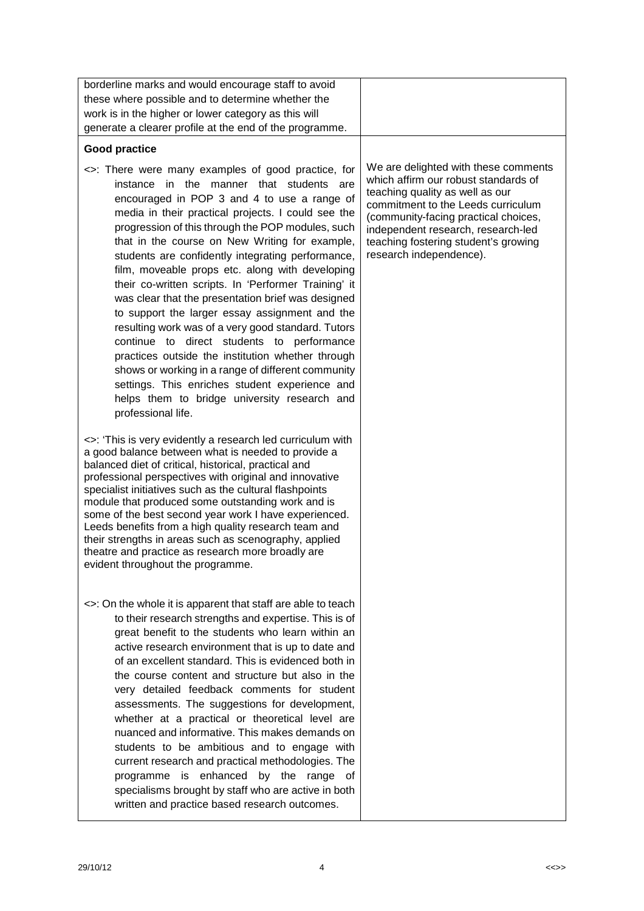| | |
|---|---|
| borderline marks and would encourage staff to avoid these where possible and to determine whether the work is in the higher or lower category as this will generate a clearer profile at the end of the programme. | |
| **Good practice**<br><br><>: There were many examples of good practice, for instance in the manner that students are encouraged in POP 3 and 4 to use a range of media in their practical projects. I could see the progression of this through the POP modules, such that in the course on New Writing for example, students are confidently integrating performance, film, moveable props etc. along with developing their co-written scripts. In 'Performer Training' it was clear that the presentation brief was designed to support the larger essay assignment and the resulting work was of a very good standard. Tutors continue to direct students to performance practices outside the institution whether through shows or working in a range of different community settings. This enriches student experience and helps them to bridge university research and professional life.<br><br><>: 'This is very evidently a research led curriculum with a good balance between what is needed to provide a balanced diet of critical, historical, practical and professional perspectives with original and innovative specialist initiatives such as the cultural flashpoints module that produced some outstanding work and is some of the best second year work I have experienced. Leeds benefits from a high quality research team and their strengths in areas such as scenography, applied theatre and practice as research more broadly are evident throughout the programme.<br><br><>: On the whole it is apparent that staff are able to teach to their research strengths and expertise. This is of great benefit to the students who learn within an active research environment that is up to date and of an excellent standard. This is evidenced both in the course content and structure but also in the very detailed feedback comments for student assessments. The suggestions for development, whether at a practical or theoretical level are nuanced and informative. This makes demands on students to be ambitious and to engage with current research and practical methodologies. The programme is enhanced by the range of specialisms brought by staff who are active in both written and practice based research outcomes. | We are delighted with these comments which affirm our robust standards of teaching quality as well as our commitment to the Leeds curriculum (community-facing practical choices, independent research, research-led teaching fostering student's growing research independence). |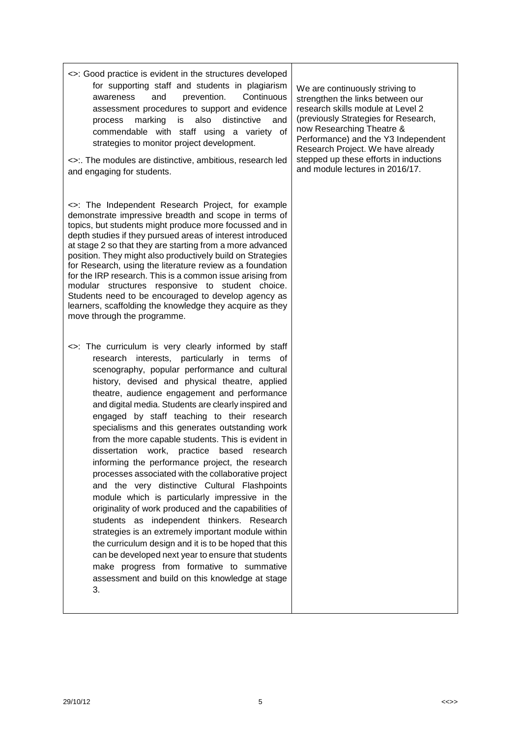| | |
|---|---|
| <>: Good practice is evident in the structures developed for supporting staff and students in plagiarism awareness and prevention. Continuous assessment procedures to support and evidence process marking is also distinctive and commendable with staff using a variety of strategies to monitor project development.<br><br><>:. The modules are distinctive, ambitious, research led and engaging for students.<br><br><>: The Independent Research Project, for example demonstrate impressive breadth and scope in terms of topics, but students might produce more focussed and in depth studies if they pursued areas of interest introduced at stage 2 so that they are starting from a more advanced position. They might also productively build on Strategies for Research, using the literature review as a foundation for the IRP research. This is a common issue arising from modular structures responsive to student choice. Students need to be encouraged to develop agency as learners, scaffolding the knowledge they acquire as they move through the programme.<br><br><>: The curriculum is very clearly informed by staff research interests, particularly in terms of scenography, popular performance and cultural history, devised and physical theatre, applied theatre, audience engagement and performance and digital media. Students are clearly inspired and engaged by staff teaching to their research specialisms and this generates outstanding work from the more capable students. This is evident in dissertation work, practice based research informing the performance project, the research processes associated with the collaborative project and the very distinctive Cultural Flashpoints module which is particularly impressive in the originality of work produced and the capabilities of students as independent thinkers. Research strategies is an extremely important module within the curriculum design and it is to be hoped that this can be developed next year to ensure that students make progress from formative to summative assessment and build on this knowledge at stage 3. | We are continuously striving to strengthen the links between our research skills module at Level 2 (previously Strategies for Research, now Researching Theatre & Performance) and the Y3 Independent Research Project. We have already stepped up these efforts in inductions and module lectures in 2016/17. |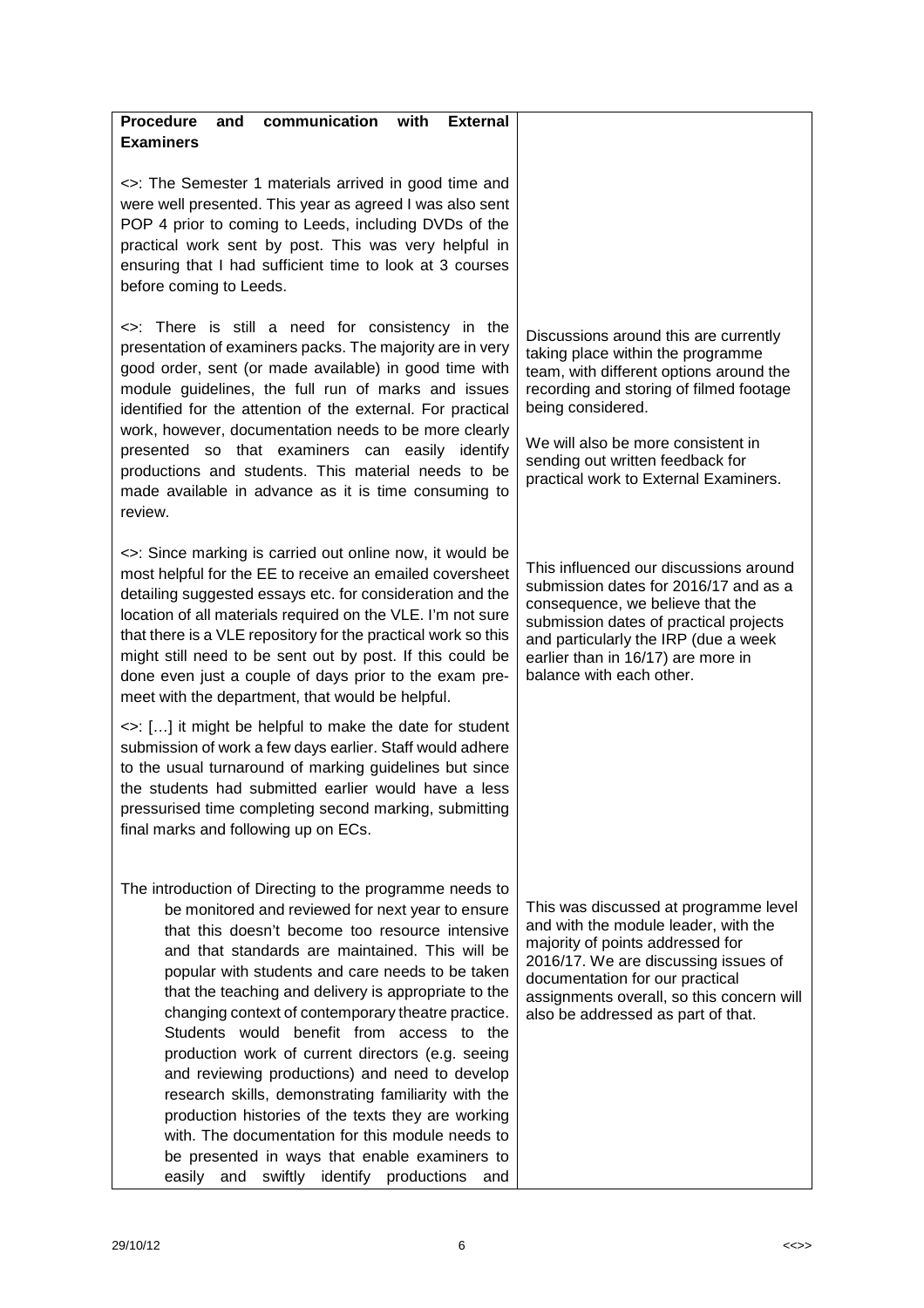| **Procedure and communication with External Examiners** | |
|---|---|
| <>: The Semester 1 materials arrived in good time and were well presented. This year as agreed I was also sent POP 4 prior to coming to Leeds, including DVDs of the practical work sent by post. This was very helpful in ensuring that I had sufficient time to look at 3 courses before coming to Leeds. | |
| <>: There is still a need for consistency in the presentation of examiners packs. The majority are in very good order, sent (or made available) in good time with module guidelines, the full run of marks and issues identified for the attention of the external. For practical work, however, documentation needs to be more clearly presented so that examiners can easily identify productions and students. This material needs to be made available in advance as it is time consuming to review. | Discussions around this are currently taking place within the programme team, with different options around the recording and storing of filmed footage being considered.<br><br>We will also be more consistent in sending out written feedback for practical work to External Examiners. |
| <>: Since marking is carried out online now, it would be most helpful for the EE to receive an emailed coversheet detailing suggested essays etc. for consideration and the location of all materials required on the VLE. I'm not sure that there is a VLE repository for the practical work so this might still need to be sent out by post. If this could be done even just a couple of days prior to the exam pre-meet with the department, that would be helpful.<br><br><>: […] it might be helpful to make the date for student submission of work a few days earlier. Staff would adhere to the usual turnaround of marking guidelines but since the students had submitted earlier would have a less pressurised time completing second marking, submitting final marks and following up on ECs. | This influenced our discussions around submission dates for 2016/17 and as a consequence, we believe that the submission dates of practical projects and particularly the IRP (due a week earlier than in 16/17) are more in balance with each other. |
| The introduction of Directing to the programme needs to be monitored and reviewed for next year to ensure that this doesn't become too resource intensive and that standards are maintained. This will be popular with students and care needs to be taken that the teaching and delivery is appropriate to the changing context of contemporary theatre practice. Students would benefit from access to the production work of current directors (e.g. seeing and reviewing productions) and need to develop research skills, demonstrating familiarity with the production histories of the texts they are working with. The documentation for this module needs to be presented in ways that enable examiners to easily and swiftly identify productions and | This was discussed at programme level and with the module leader, with the majority of points addressed for 2016/17. We are discussing issues of documentation for our practical assignments overall, so this concern will also be addressed as part of that. |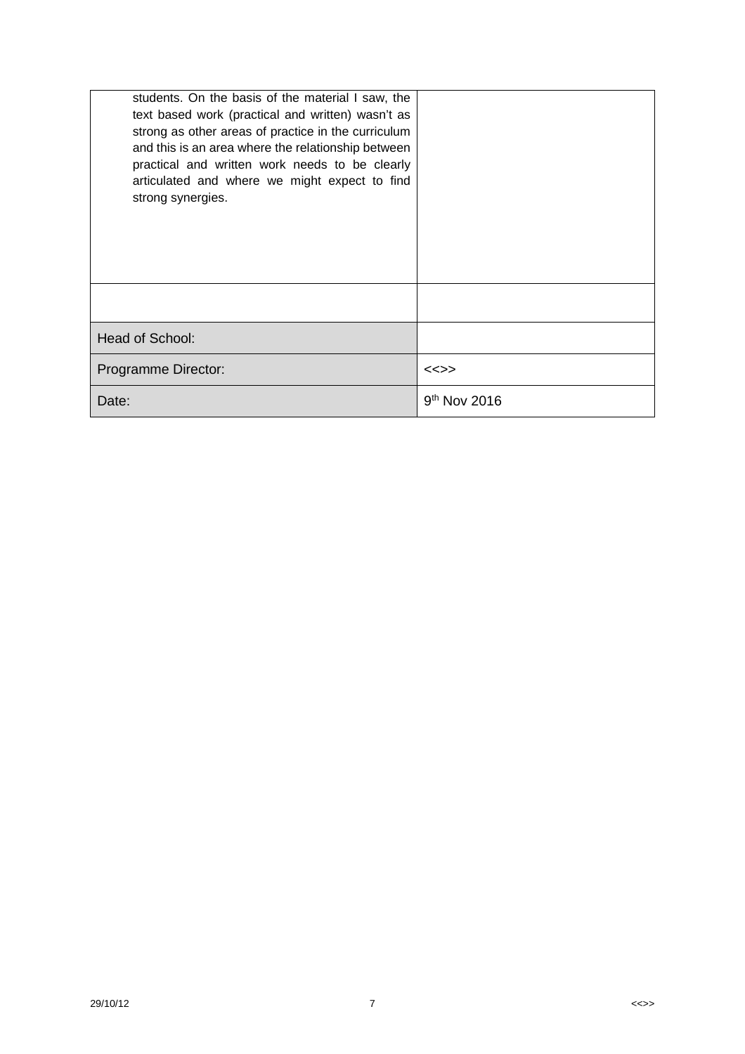| | |
|---|---|
| students. On the basis of the material I saw, the text based work (practical and written) wasn't as strong as other areas of practice in the curriculum and this is an area where the relationship between practical and written work needs to be clearly articulated and where we might expect to find strong synergies. | |
| | |
| Head of School: | |
| Programme Director: | <<>> |
| Date: | 9th Nov 2016 |